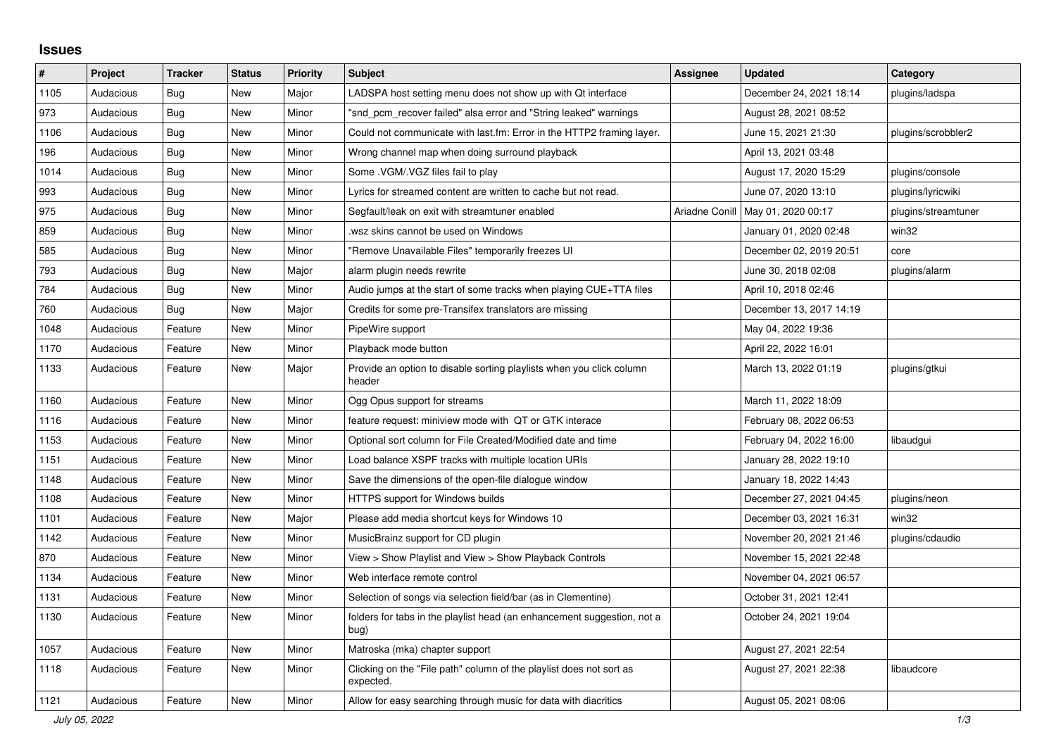## Issues

| # | Project | Tracker | Status | Priority | Subject | Assignee | Updated | Category |
|---|---|---|---|---|---|---|---|---|
| 1105 | Audacious | Bug | New | Major | LADSPA host setting menu does not show up with Qt interface | | December 24, 2021 18:14 | plugins/ladspa |
| 973 | Audacious | Bug | New | Minor | "snd_pcm_recover failed" alsa error and "String leaked" warnings | | August 28, 2021 08:52 | |
| 1106 | Audacious | Bug | New | Minor | Could not communicate with last.fm: Error in the HTTP2 framing layer. | | June 15, 2021 21:30 | plugins/scrobbler2 |
| 196 | Audacious | Bug | New | Minor | Wrong channel map when doing surround playback | | April 13, 2021 03:48 | |
| 1014 | Audacious | Bug | New | Minor | Some .VGM/.VGZ files fail to play | | August 17, 2020 15:29 | plugins/console |
| 993 | Audacious | Bug | New | Minor | Lyrics for streamed content are written to cache but not read. | | June 07, 2020 13:10 | plugins/lyricwiki |
| 975 | Audacious | Bug | New | Minor | Segfault/leak on exit with streamtuner enabled | Ariadne Conill | May 01, 2020 00:17 | plugins/streamtuner |
| 859 | Audacious | Bug | New | Minor | .wsz skins cannot be used on Windows | | January 01, 2020 02:48 | win32 |
| 585 | Audacious | Bug | New | Minor | "Remove Unavailable Files" temporarily freezes UI | | December 02, 2019 20:51 | core |
| 793 | Audacious | Bug | New | Major | alarm plugin needs rewrite | | June 30, 2018 02:08 | plugins/alarm |
| 784 | Audacious | Bug | New | Minor | Audio jumps at the start of some tracks when playing CUE+TTA files | | April 10, 2018 02:46 | |
| 760 | Audacious | Bug | New | Major | Credits for some pre-Transifex translators are missing | | December 13, 2017 14:19 | |
| 1048 | Audacious | Feature | New | Minor | PipeWire support | | May 04, 2022 19:36 | |
| 1170 | Audacious | Feature | New | Minor | Playback mode button | | April 22, 2022 16:01 | |
| 1133 | Audacious | Feature | New | Major | Provide an option to disable sorting playlists when you click column header | | March 13, 2022 01:19 | plugins/gtkui |
| 1160 | Audacious | Feature | New | Minor | Ogg Opus support for streams | | March 11, 2022 18:09 | |
| 1116 | Audacious | Feature | New | Minor | feature request: miniview mode with QT or GTK interace | | February 08, 2022 06:53 | |
| 1153 | Audacious | Feature | New | Minor | Optional sort column for File Created/Modified date and time | | February 04, 2022 16:00 | libaudgui |
| 1151 | Audacious | Feature | New | Minor | Load balance XSPF tracks with multiple location URIs | | January 28, 2022 19:10 | |
| 1148 | Audacious | Feature | New | Minor | Save the dimensions of the open-file dialogue window | | January 18, 2022 14:43 | |
| 1108 | Audacious | Feature | New | Minor | HTTPS support for Windows builds | | December 27, 2021 04:45 | plugins/neon |
| 1101 | Audacious | Feature | New | Major | Please add media shortcut keys for Windows 10 | | December 03, 2021 16:31 | win32 |
| 1142 | Audacious | Feature | New | Minor | MusicBrainz support for CD plugin | | November 20, 2021 21:46 | plugins/cdaudio |
| 870 | Audacious | Feature | New | Minor | View > Show Playlist and View > Show Playback Controls | | November 15, 2021 22:48 | |
| 1134 | Audacious | Feature | New | Minor | Web interface remote control | | November 04, 2021 06:57 | |
| 1131 | Audacious | Feature | New | Minor | Selection of songs via selection field/bar (as in Clementine) | | October 31, 2021 12:41 | |
| 1130 | Audacious | Feature | New | Minor | folders for tabs in the playlist head (an enhancement suggestion, not a bug) | | October 24, 2021 19:04 | |
| 1057 | Audacious | Feature | New | Minor | Matroska (mka) chapter support | | August 27, 2021 22:54 | |
| 1118 | Audacious | Feature | New | Minor | Clicking on the "File path" column of the playlist does not sort as expected. | | August 27, 2021 22:38 | libaudcore |
| 1121 | Audacious | Feature | New | Minor | Allow for easy searching through music for data with diacritics | | August 05, 2021 08:06 | |

*July 05, 2022*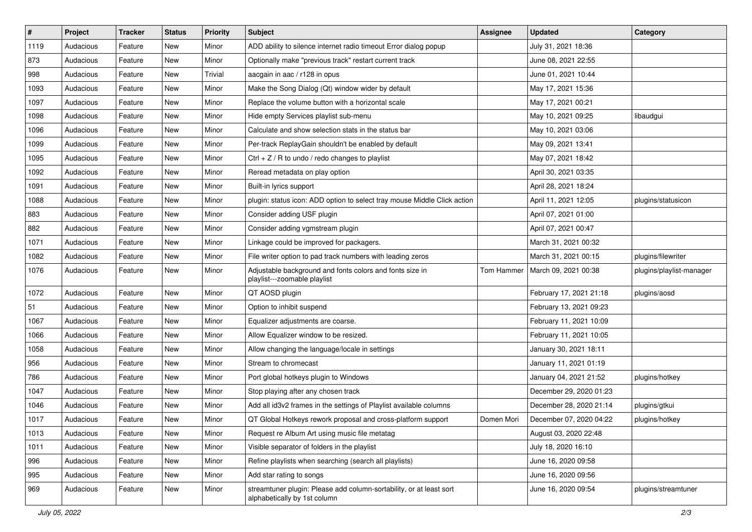| # | Project | Tracker | Status | Priority | Subject | Assignee | Updated | Category |
|---|---|---|---|---|---|---|---|---|
| 1119 | Audacious | Feature | New | Minor | ADD ability to silence internet radio timeout Error dialog popup | | July 31, 2021 18:36 | |
| 873 | Audacious | Feature | New | Minor | Optionally make "previous track" restart current track | | June 08, 2021 22:55 | |
| 998 | Audacious | Feature | New | Trivial | aacgain in aac / r128 in opus | | June 01, 2021 10:44 | |
| 1093 | Audacious | Feature | New | Minor | Make the Song Dialog (Qt) window wider by default | | May 17, 2021 15:36 | |
| 1097 | Audacious | Feature | New | Minor | Replace the volume button with a horizontal scale | | May 17, 2021 00:21 | |
| 1098 | Audacious | Feature | New | Minor | Hide empty Services playlist sub-menu | | May 10, 2021 09:25 | libaudgui |
| 1096 | Audacious | Feature | New | Minor | Calculate and show selection stats in the status bar | | May 10, 2021 03:06 | |
| 1099 | Audacious | Feature | New | Minor | Per-track ReplayGain shouldn't be enabled by default | | May 09, 2021 13:41 | |
| 1095 | Audacious | Feature | New | Minor | Ctrl + Z / R to undo / redo changes to playlist | | May 07, 2021 18:42 | |
| 1092 | Audacious | Feature | New | Minor | Reread metadata on play option | | April 30, 2021 03:35 | |
| 1091 | Audacious | Feature | New | Minor | Built-in lyrics support | | April 28, 2021 18:24 | |
| 1088 | Audacious | Feature | New | Minor | plugin: status icon: ADD option to select tray mouse Middle Click action | | April 11, 2021 12:05 | plugins/statusicon |
| 883 | Audacious | Feature | New | Minor | Consider adding USF plugin | | April 07, 2021 01:00 | |
| 882 | Audacious | Feature | New | Minor | Consider adding vgmstream plugin | | April 07, 2021 00:47 | |
| 1071 | Audacious | Feature | New | Minor | Linkage could be improved for packagers. | | March 31, 2021 00:32 | |
| 1082 | Audacious | Feature | New | Minor | File writer option to pad track numbers with leading zeros | | March 31, 2021 00:15 | plugins/filewriter |
| 1076 | Audacious | Feature | New | Minor | Adjustable background and fonts colors and fonts size in playlist---zoomable playlist | Tom Hammer | March 09, 2021 00:38 | plugins/playlist-manager |
| 1072 | Audacious | Feature | New | Minor | QT AOSD plugin | | February 17, 2021 21:18 | plugins/aosd |
| 51 | Audacious | Feature | New | Minor | Option to inhibit suspend | | February 13, 2021 09:23 | |
| 1067 | Audacious | Feature | New | Minor | Equalizer adjustments are coarse. | | February 11, 2021 10:09 | |
| 1066 | Audacious | Feature | New | Minor | Allow Equalizer window to be resized. | | February 11, 2021 10:05 | |
| 1058 | Audacious | Feature | New | Minor | Allow changing the language/locale in settings | | January 30, 2021 18:11 | |
| 956 | Audacious | Feature | New | Minor | Stream to chromecast | | January 11, 2021 01:19 | |
| 786 | Audacious | Feature | New | Minor | Port global hotkeys plugin to Windows | | January 04, 2021 21:52 | plugins/hotkey |
| 1047 | Audacious | Feature | New | Minor | Stop playing after any chosen track | | December 29, 2020 01:23 | |
| 1046 | Audacious | Feature | New | Minor | Add all id3v2 frames in the settings of Playlist available columns | | December 28, 2020 21:14 | plugins/gtkui |
| 1017 | Audacious | Feature | New | Minor | QT Global Hotkeys rework proposal and cross-platform support | Domen Mori | December 07, 2020 04:22 | plugins/hotkey |
| 1013 | Audacious | Feature | New | Minor | Request re Album Art using music file metatag | | August 03, 2020 22:48 | |
| 1011 | Audacious | Feature | New | Minor | Visible separator of folders in the playlist | | July 18, 2020 16:10 | |
| 996 | Audacious | Feature | New | Minor | Refine playlists when searching (search all playlists) | | June 16, 2020 09:58 | |
| 995 | Audacious | Feature | New | Minor | Add star rating to songs | | June 16, 2020 09:56 | |
| 969 | Audacious | Feature | New | Minor | streamtuner plugin: Please add column-sortability, or at least sort alphabetically by 1st column | | June 16, 2020 09:54 | plugins/streamtuner |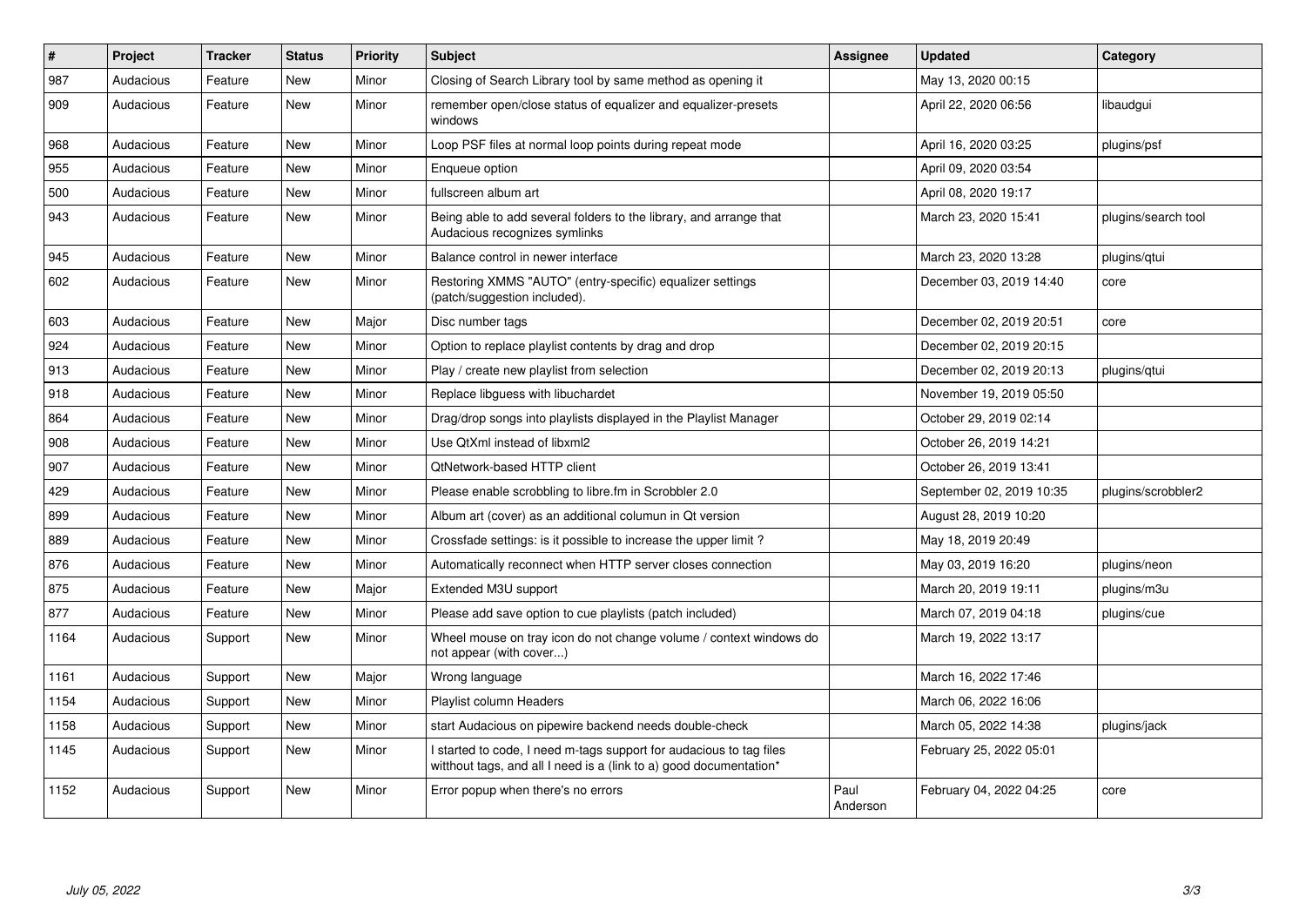| # | Project | Tracker | Status | Priority | Subject | Assignee | Updated | Category |
| --- | --- | --- | --- | --- | --- | --- | --- | --- |
| 987 | Audacious | Feature | New | Minor | Closing of Search Library tool by same method as opening it | | May 13, 2020 00:15 | |
| 909 | Audacious | Feature | New | Minor | remember open/close status of equalizer and equalizer-presets windows | | April 22, 2020 06:56 | libaudgui |
| 968 | Audacious | Feature | New | Minor | Loop PSF files at normal loop points during repeat mode | | April 16, 2020 03:25 | plugins/psf |
| 955 | Audacious | Feature | New | Minor | Enqueue option | | April 09, 2020 03:54 | |
| 500 | Audacious | Feature | New | Minor | fullscreen album art | | April 08, 2020 19:17 | |
| 943 | Audacious | Feature | New | Minor | Being able to add several folders to the library, and arrange that Audacious recognizes symlinks | | March 23, 2020 15:41 | plugins/search tool |
| 945 | Audacious | Feature | New | Minor | Balance control in newer interface | | March 23, 2020 13:28 | plugins/qtui |
| 602 | Audacious | Feature | New | Minor | Restoring XMMS "AUTO" (entry-specific) equalizer settings (patch/suggestion included). | | December 03, 2019 14:40 | core |
| 603 | Audacious | Feature | New | Major | Disc number tags | | December 02, 2019 20:51 | core |
| 924 | Audacious | Feature | New | Minor | Option to replace playlist contents by drag and drop | | December 02, 2019 20:15 | |
| 913 | Audacious | Feature | New | Minor | Play / create new playlist from selection | | December 02, 2019 20:13 | plugins/qtui |
| 918 | Audacious | Feature | New | Minor | Replace libguess with libuchardet | | November 19, 2019 05:50 | |
| 864 | Audacious | Feature | New | Minor | Drag/drop songs into playlists displayed in the Playlist Manager | | October 29, 2019 02:14 | |
| 908 | Audacious | Feature | New | Minor | Use QtXml instead of libxml2 | | October 26, 2019 14:21 | |
| 907 | Audacious | Feature | New | Minor | QtNetwork-based HTTP client | | October 26, 2019 13:41 | |
| 429 | Audacious | Feature | New | Minor | Please enable scrobbling to libre.fm in Scrobbler 2.0 | | September 02, 2019 10:35 | plugins/scrobbler2 |
| 899 | Audacious | Feature | New | Minor | Album art (cover) as an additional columun in Qt version | | August 28, 2019 10:20 | |
| 889 | Audacious | Feature | New | Minor | Crossfade settings: is it possible to increase the upper limit ? | | May 18, 2019 20:49 | |
| 876 | Audacious | Feature | New | Minor | Automatically reconnect when HTTP server closes connection | | May 03, 2019 16:20 | plugins/neon |
| 875 | Audacious | Feature | New | Major | Extended M3U support | | March 20, 2019 19:11 | plugins/m3u |
| 877 | Audacious | Feature | New | Minor | Please add save option to cue playlists (patch included) | | March 07, 2019 04:18 | plugins/cue |
| 1164 | Audacious | Support | New | Minor | Wheel mouse on tray icon do not change volume / context windows do not appear (with cover...) | | March 19, 2022 13:17 | |
| 1161 | Audacious | Support | New | Major | Wrong language | | March 16, 2022 17:46 | |
| 1154 | Audacious | Support | New | Minor | Playlist column Headers | | March 06, 2022 16:06 | |
| 1158 | Audacious | Support | New | Minor | start Audacious on pipewire backend needs double-check | | March 05, 2022 14:38 | plugins/jack |
| 1145 | Audacious | Support | New | Minor | I started to code, I need m-tags support for audacious to tag files witthout tags, and all I need is a (link to a) good documentation* | | February 25, 2022 05:01 | |
| 1152 | Audacious | Support | New | Minor | Error popup when there's no errors | Paul Anderson | February 04, 2022 04:25 | core |

*July 05, 2022*